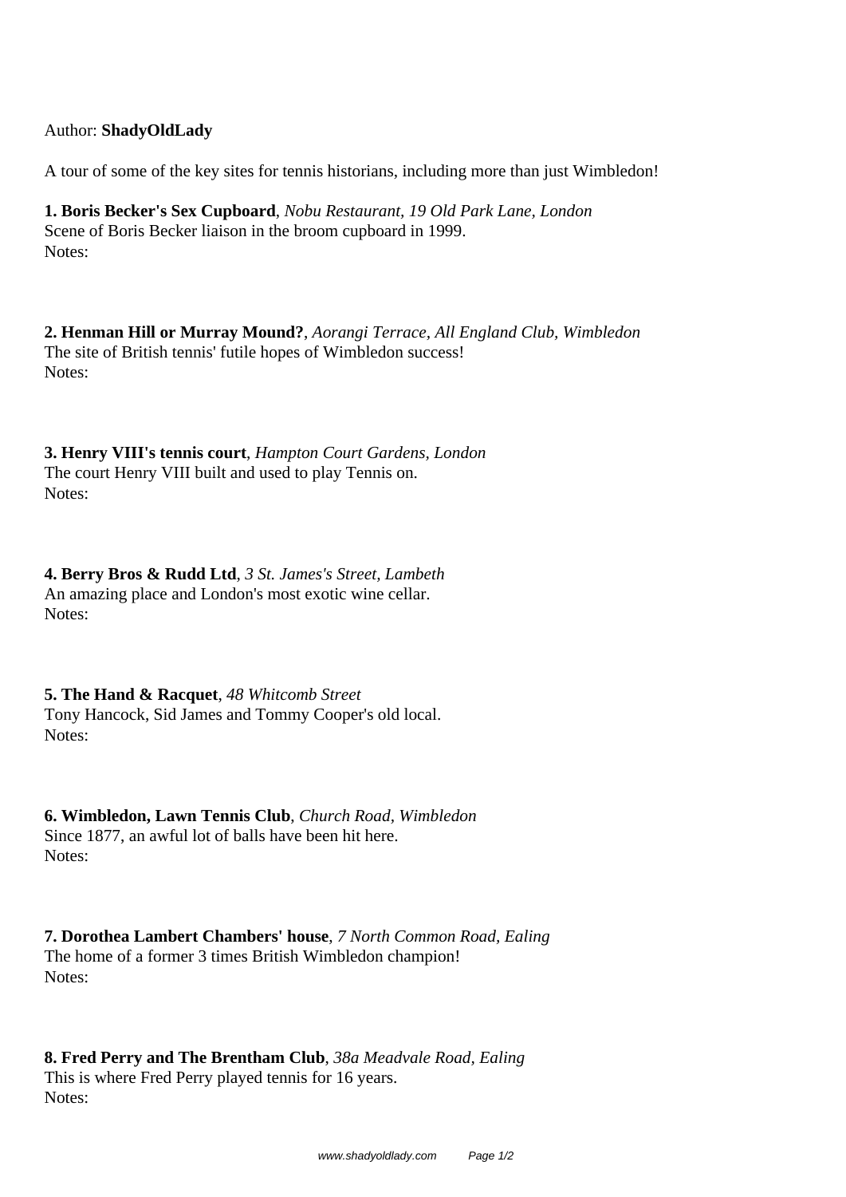Author: **ShadyOldLady**

A tour of some of the key sites for tennis historians, including more than just Wimbledon!

**1. Boris Becker's Sex Cupboard**, *Nobu Restaurant, 19 Old Park Lane, London*
Scene of Boris Becker liaison in the broom cupboard in 1999.
Notes:

**2. Henman Hill or Murray Mound?**, *Aorangi Terrace, All England Club, Wimbledon*
The site of British tennis' futile hopes of Wimbledon success!
Notes:

**3. Henry VIII's tennis court**, *Hampton Court Gardens, London*
The court Henry VIII built and used to play Tennis on.
Notes:

**4. Berry Bros & Rudd Ltd**, *3 St. James's Street, Lambeth*
An amazing place and London's most exotic wine cellar.
Notes:

**5. The Hand & Racquet**, *48 Whitcomb Street*
Tony Hancock, Sid James and Tommy Cooper's old local.
Notes:

**6. Wimbledon, Lawn Tennis Club**, *Church Road, Wimbledon*
Since 1877, an awful lot of balls have been hit here.
Notes:

**7. Dorothea Lambert Chambers' house**, *7 North Common Road, Ealing*
The home of a former 3 times British Wimbledon champion!
Notes:

**8. Fred Perry and The Brentham Club**, *38a Meadvale Road, Ealing*
This is where Fred Perry played tennis for 16 years.
Notes: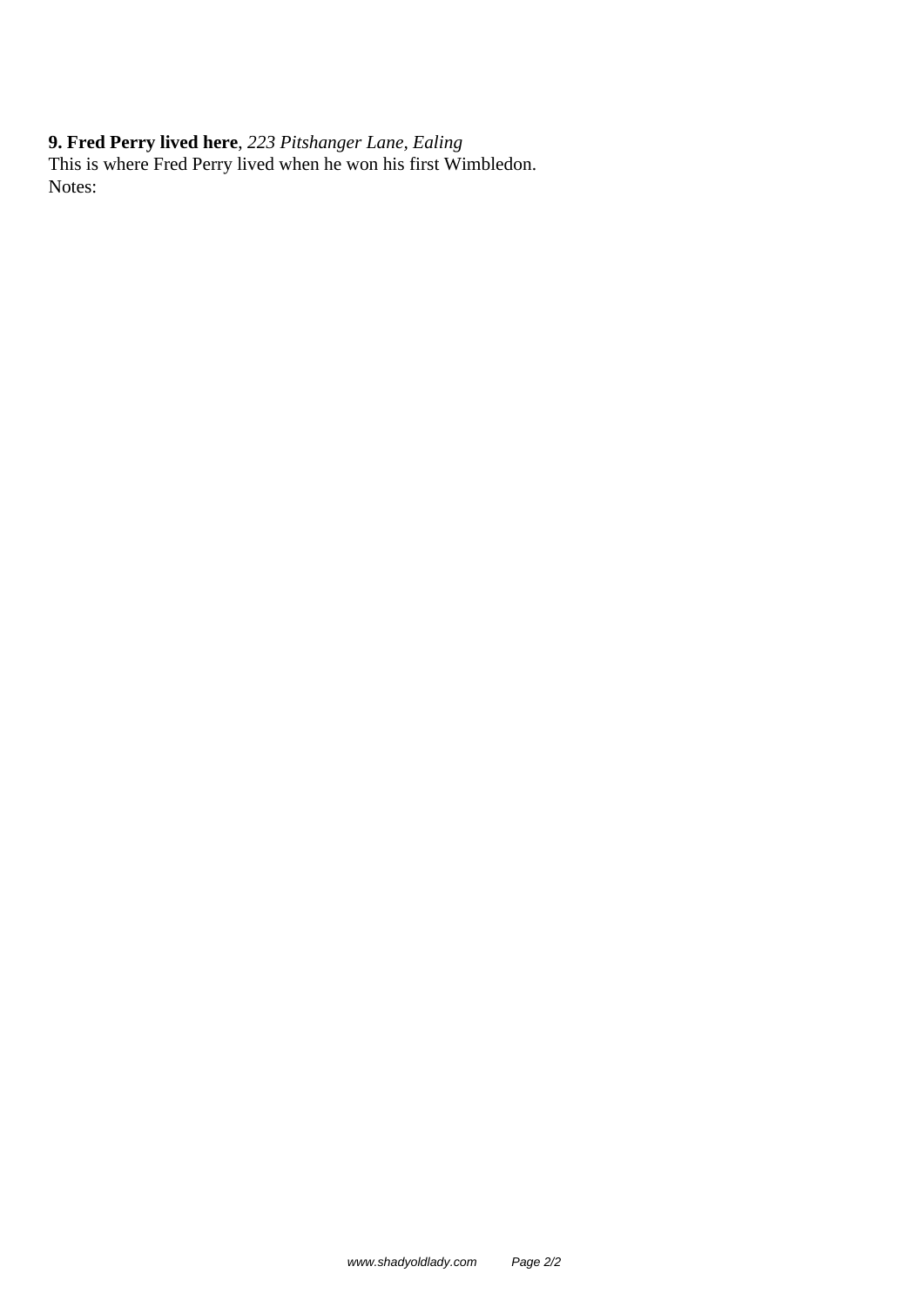**9. Fred Perry lived here**, *223 Pitshanger Lane, Ealing*
This is where Fred Perry lived when he won his first Wimbledon.
Notes: